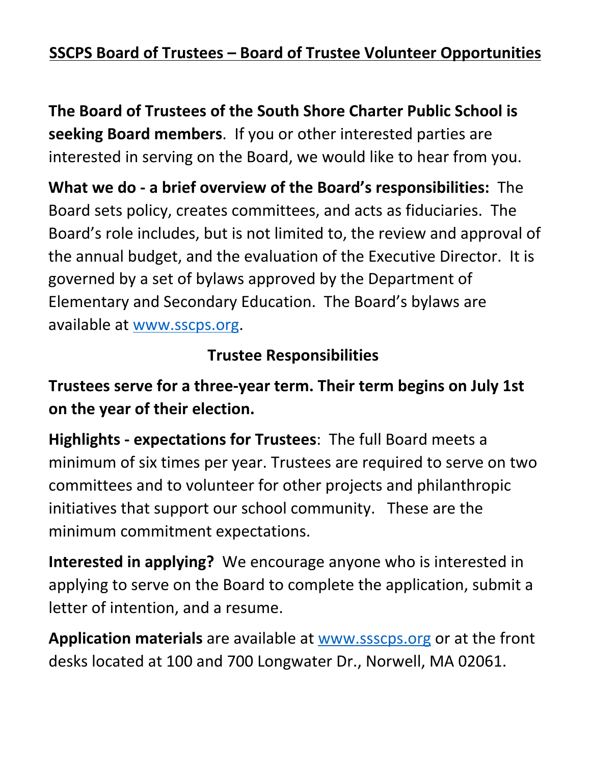## SSCPS Board of Trustees – Board of Trustee Volunteer Opportunities

**The Board of Trustees of the South Shore Charter Public School is seeking Board members**. If you or other interested parties are interested in serving on the Board, we would like to hear from you.

**What we do - a brief overview of the Board's responsibilities:** The Board sets policy, creates committees, and acts as fiduciaries. The Board's role includes, but is not limited to, the review and approval of the annual budget, and the evaluation of the Executive Director. It is governed by a set of bylaws approved by the Department of Elementary and Secondary Education. The Board's bylaws are available at www.sscps.org.

### Trustee Responsibilities

**Trustees serve for a three-year term. Their term begins on July 1st on the year of their election.**

**Highlights - expectations for Trustees**: The full Board meets a minimum of six times per year. Trustees are required to serve on two committees and to volunteer for other projects and philanthropic initiatives that support our school community. These are the minimum commitment expectations.

**Interested in applying?** We encourage anyone who is interested in applying to serve on the Board to complete the application, submit a letter of intention, and a resume.

**Application materials** are available at www.ssscps.org or at the front desks located at 100 and 700 Longwater Dr., Norwell, MA 02061.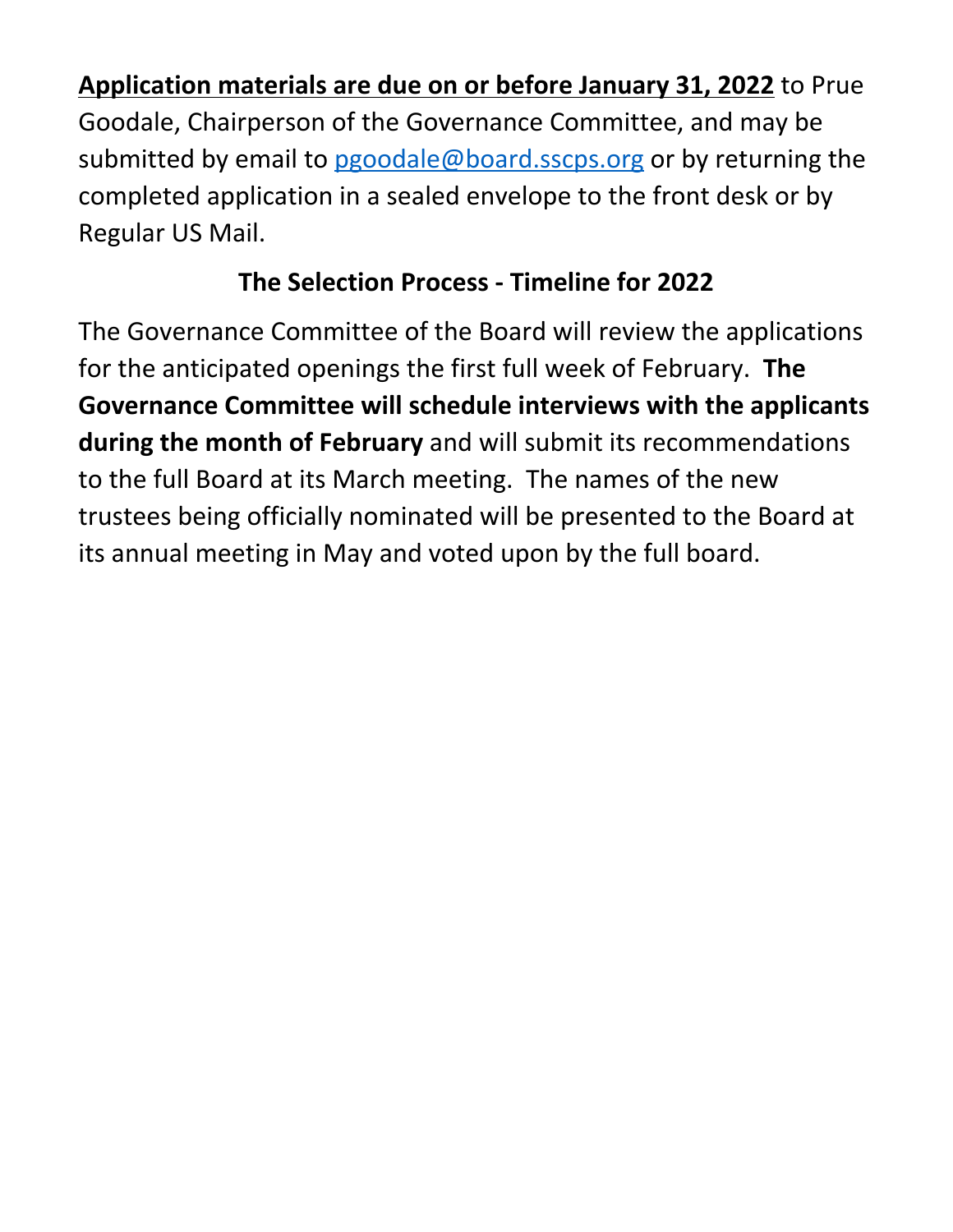**Application materials are due on or before January 31, 2022** to Prue Goodale, Chairperson of the Governance Committee, and may be submitted by email to [pgoodale@board.sscps.org](mailto:pgoodale@board.sscps.org) or by returning the completed application in a sealed envelope to the front desk or by Regular US Mail.

## The Selection Process - Timeline for 2022

The Governance Committee of the Board will review the applications for the anticipated openings the first full week of February. **The Governance Committee will schedule interviews with the applicants during the month of February** and will submit its recommendations to the full Board at its March meeting. The names of the new trustees being officially nominated will be presented to the Board at its annual meeting in May and voted upon by the full board.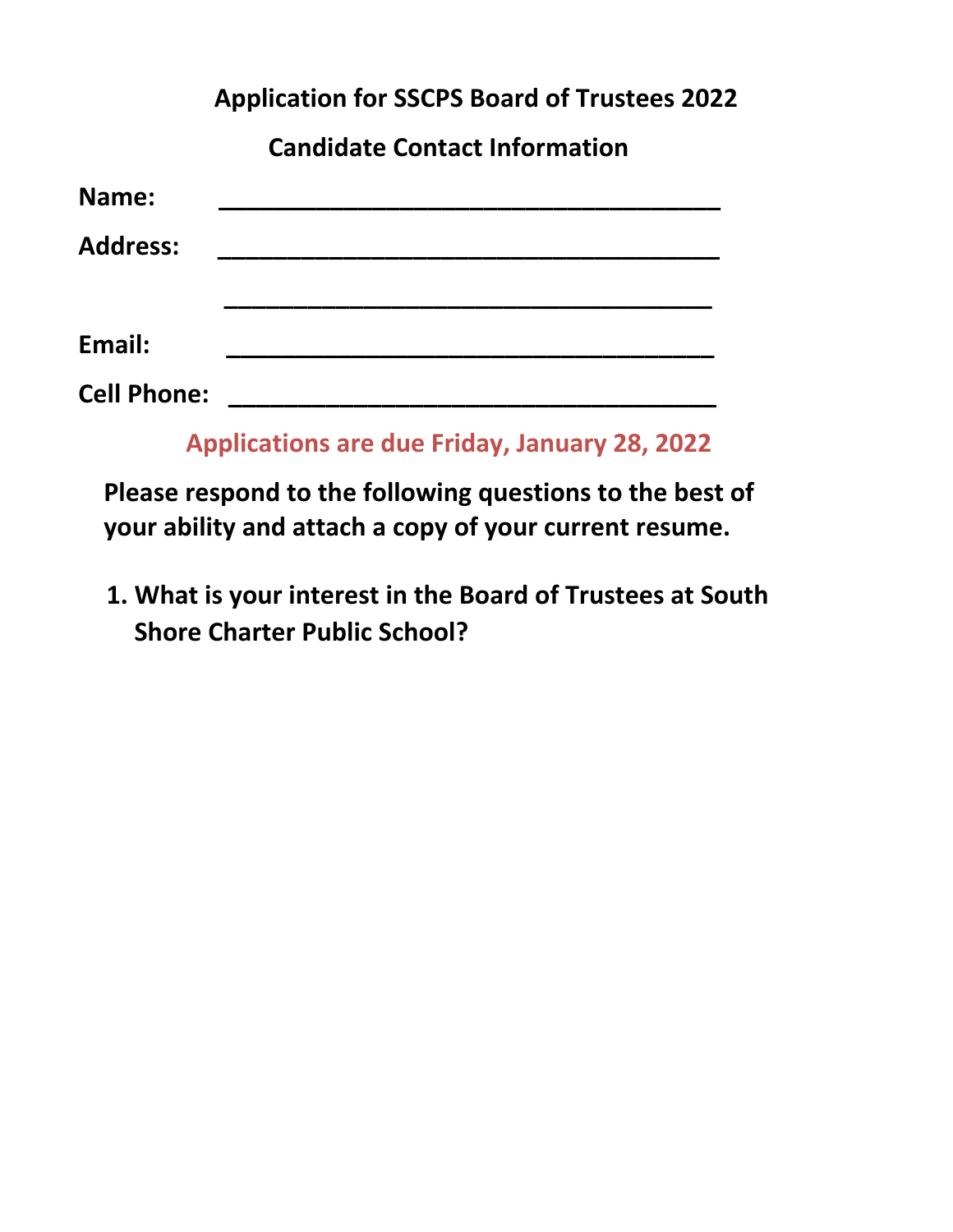**Application for SSCPS Board of Trustees 2022**

**Candidate Contact Information**

**Name:** ____________________________________

**Address:** ____________________________________

____________________________________

**Email:** ____________________________________

**Cell Phone:** ____________________________________

**Applications are due Friday, January 28, 2022**

**Please respond to the following questions to the best of your ability and attach a copy of your current resume.**

1. **What is your interest in the Board of Trustees at South Shore Charter Public School?**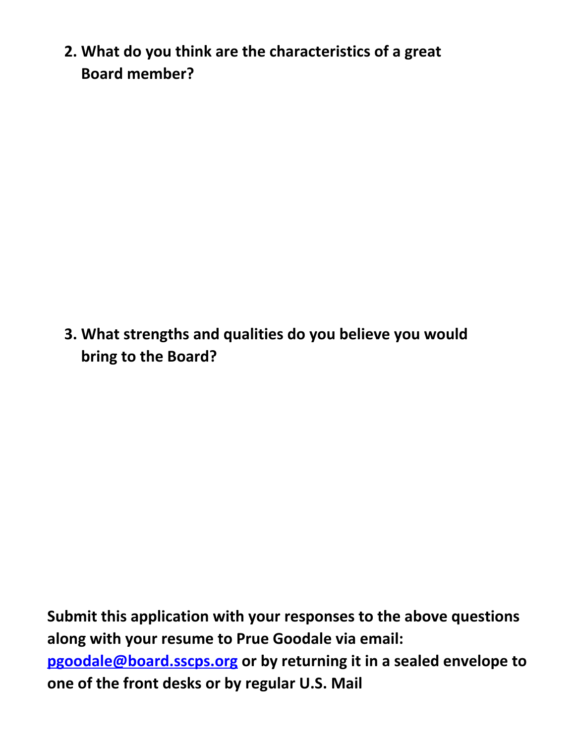2. **What do you think are the characteristics of a great Board member?**

3. **What strengths and qualities do you believe you would bring to the Board?**

**Submit this application with your responses to the above questions along with your resume to Prue Goodale via email: [pgoodale@board.sscps.org](mailto:pgoodale@board.sscps.org) or by returning it in a sealed envelope to one of the front desks or by regular U.S. Mail**